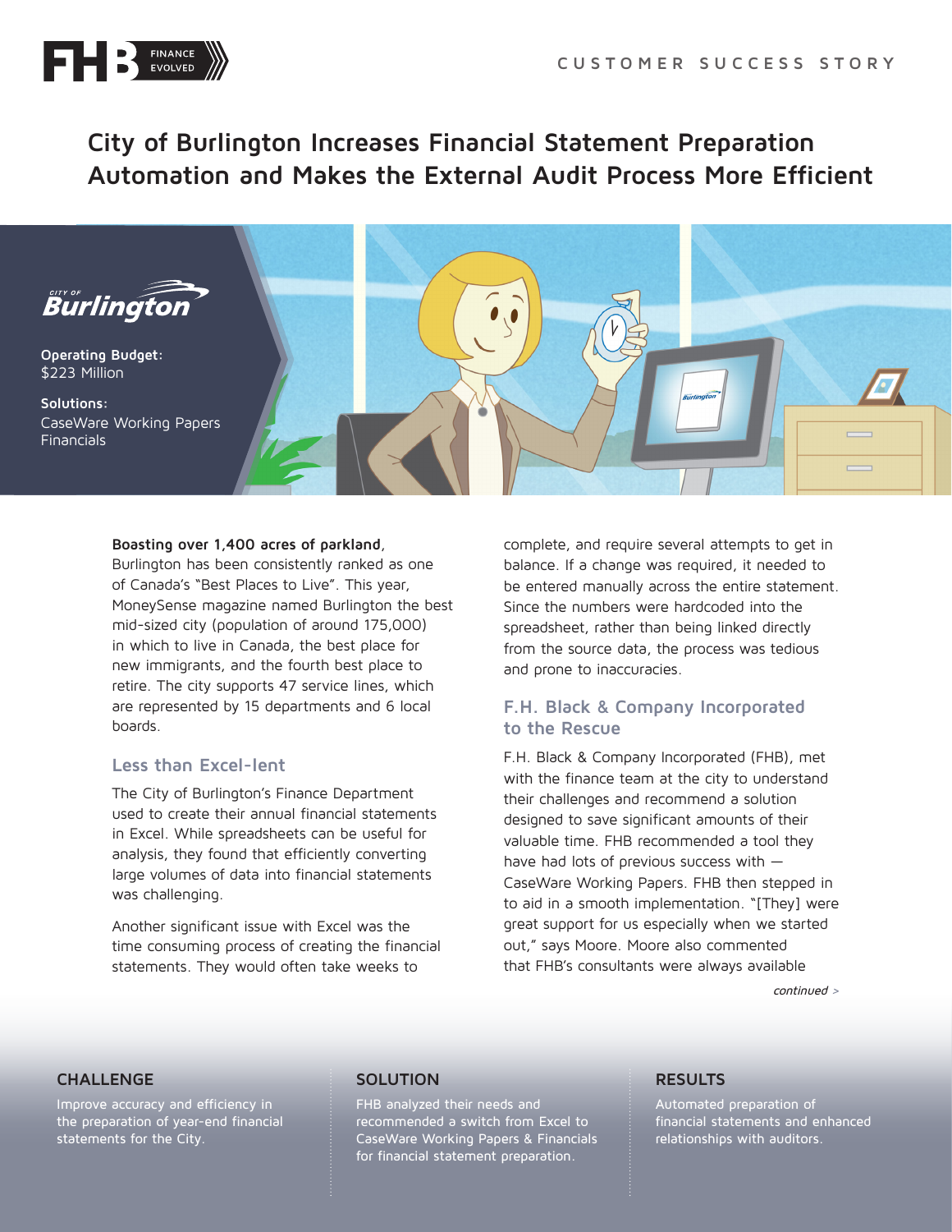CUSTOMER SUCCESS STORY

# City of Burlington Increases Financial Statement Preparation Automation and Makes the External Audit Process More Efficient

**Operating Budget:**
$223 Million

**Solutions:**
CaseWare Working Papers
Financials

**Boasting over 1,400 acres of parkland**, Burlington has been consistently ranked as one of Canada's "Best Places to Live". This year, MoneySense magazine named Burlington the best mid-sized city (population of around 175,000) in which to live in Canada, the best place for new immigrants, and the fourth best place to retire. The city supports 47 service lines, which are represented by 15 departments and 6 local boards.

## Less than Excel-lent

The City of Burlington's Finance Department used to create their annual financial statements in Excel. While spreadsheets can be useful for analysis, they found that efficiently converting large volumes of data into financial statements was challenging.

Another significant issue with Excel was the time consuming process of creating the financial statements. They would often take weeks to complete, and require several attempts to get in balance. If a change was required, it needed to be entered manually across the entire statement. Since the numbers were hardcoded into the spreadsheet, rather than being linked directly from the source data, the process was tedious and prone to inaccuracies.

## F.H. Black & Company Incorporated to the Rescue

F.H. Black & Company Incorporated (FHB), met with the finance team at the city to understand their challenges and recommend a solution designed to save significant amounts of their valuable time. FHB recommended a tool they have had lots of previous success with — CaseWare Working Papers. FHB then stepped in to aid in a smooth implementation. "[They] were great support for us especially when we started out," says Moore. Moore also commented that FHB's consultants were always available

*continued >*

### CHALLENGE

Improve accuracy and efficiency in the preparation of year-end financial statements for the City.

### SOLUTION

FHB analyzed their needs and recommended a switch from Excel to CaseWare Working Papers & Financials for financial statement preparation.

### RESULTS

Automated preparation of financial statements and enhanced relationships with auditors.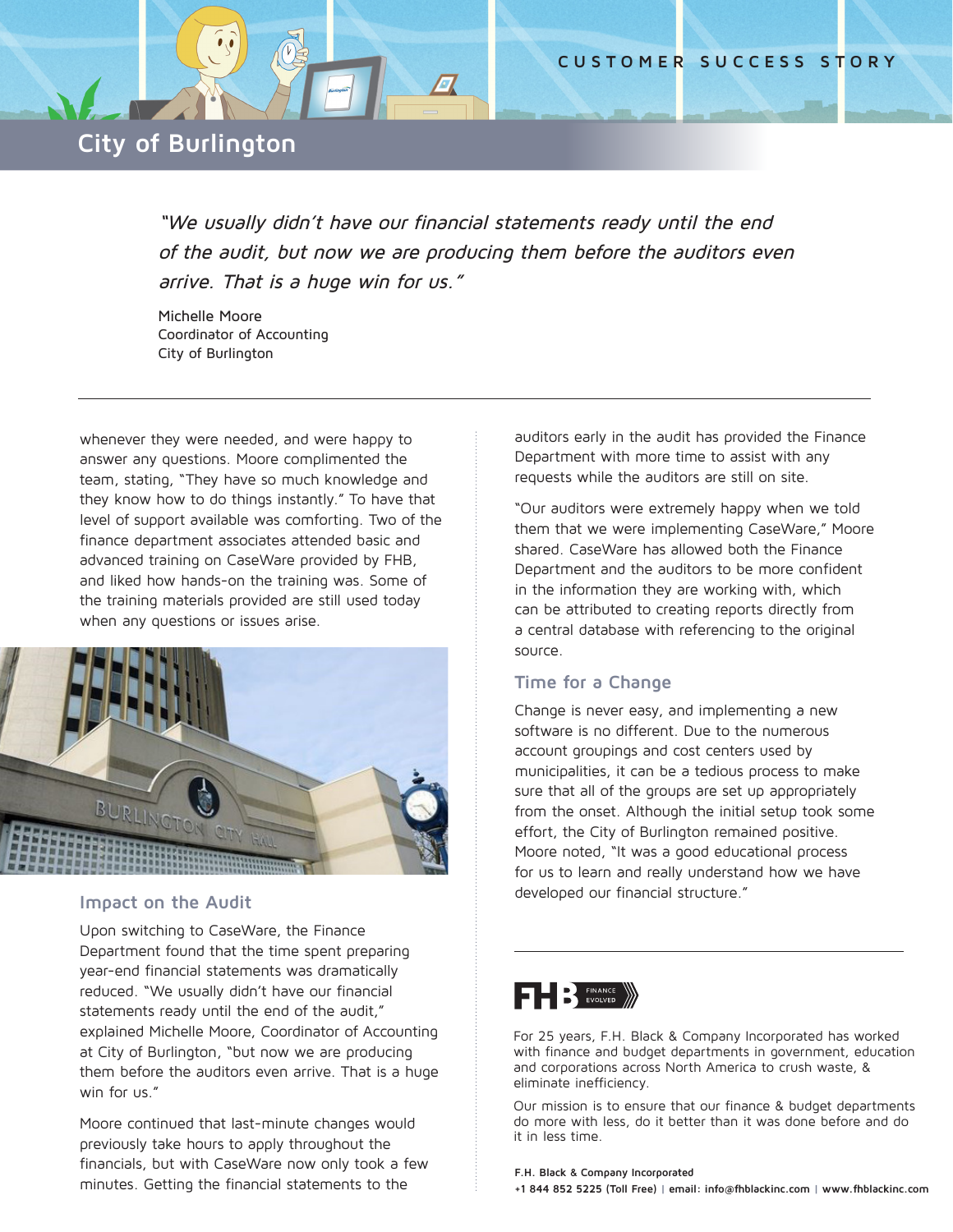# City of Burlington

CUSTOMER SUCCESS STORY

> *"We usually didn't have our financial statements ready until the end of the audit, but now we are producing them before the auditors even arrive. That is a huge win for us."*
>
> Michelle Moore
> Coordinator of Accounting
> City of Burlington

whenever they were needed, and were happy to answer any questions. Moore complimented the team, stating, "They have so much knowledge and they know how to do things instantly." To have that level of support available was comforting. Two of the finance department associates attended basic and advanced training on CaseWare provided by FHB, and liked how hands-on the training was. Some of the training materials provided are still used today when any questions or issues arise.

## Impact on the Audit

Upon switching to CaseWare, the Finance Department found that the time spent preparing year-end financial statements was dramatically reduced. "We usually didn't have our financial statements ready until the end of the audit," explained Michelle Moore, Coordinator of Accounting at City of Burlington, "but now we are producing them before the auditors even arrive. That is a huge win for us."

Moore continued that last-minute changes would previously take hours to apply throughout the financials, but with CaseWare now only took a few minutes. Getting the financial statements to the auditors early in the audit has provided the Finance Department with more time to assist with any requests while the auditors are still on site.

"Our auditors were extremely happy when we told them that we were implementing CaseWare," Moore shared. CaseWare has allowed both the Finance Department and the auditors to be more confident in the information they are working with, which can be attributed to creating reports directly from a central database with referencing to the original source.

## Time for a Change

Change is never easy, and implementing a new software is no different. Due to the numerous account groupings and cost centers used by municipalities, it can be a tedious process to make sure that all of the groups are set up appropriately from the onset. Although the initial setup took some effort, the City of Burlington remained positive. Moore noted, "It was a good educational process for us to learn and really understand how we have developed our financial structure."

---

FHB FINANCE EVOLVED

For 25 years, F.H. Black & Company Incorporated has worked with finance and budget departments in government, education and corporations across North America to crush waste, & eliminate inefficiency.

Our mission is to ensure that our finance & budget departments do more with less, do it better than it was done before and do it in less time.

**F.H. Black & Company Incorporated**
**+1 844 852 5225 (Toll Free) | email: info@fhblackinc.com | www.fhblackinc.com**